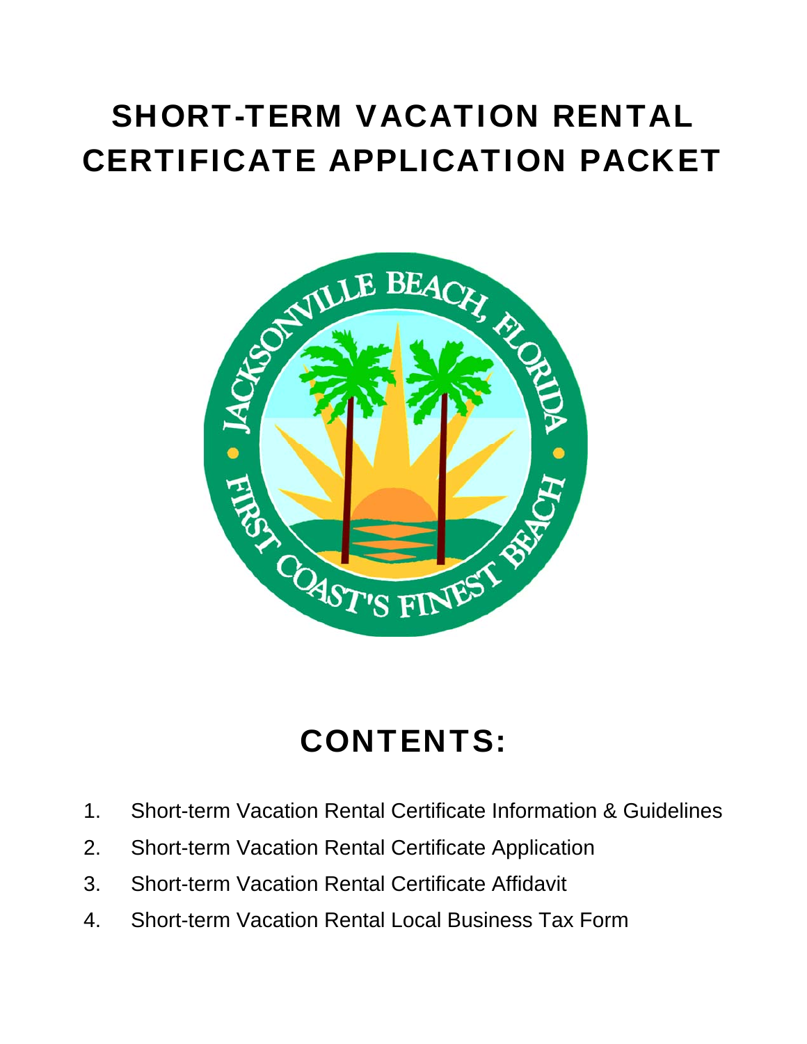# SHORT-TERM VACATION RENTAL CERTIFICATE APPLICATION PACKET

## CONTENTS:

1. Short-term Vacation Rental Certificate Information & Guidelines
2. Short-term Vacation Rental Certificate Application
3. Short-term Vacation Rental Certificate Affidavit
4. Short-term Vacation Rental Local Business Tax Form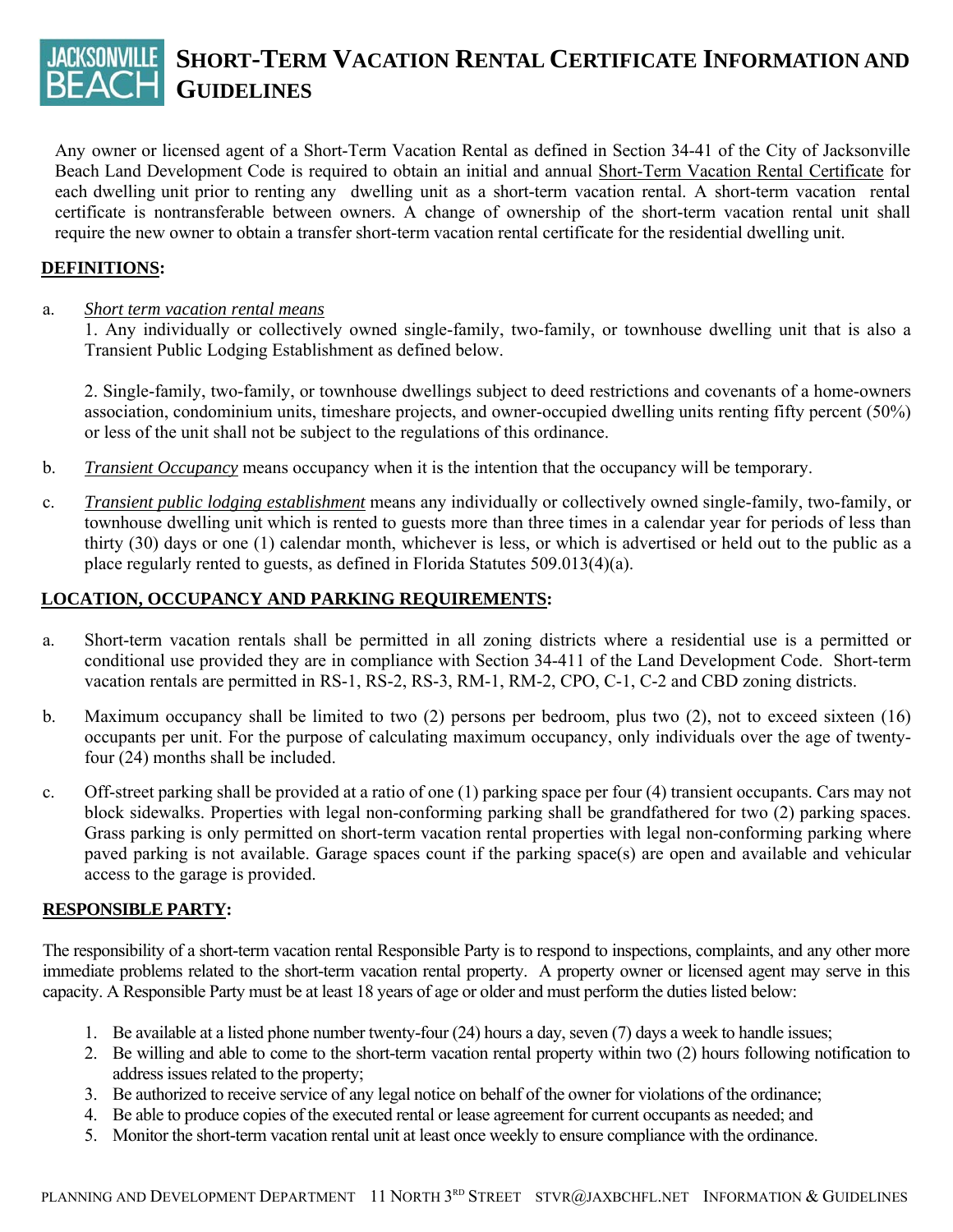# SHORT-TERM VACATION RENTAL CERTIFICATE INFORMATION AND GUIDELINES

Any owner or licensed agent of a Short-Term Vacation Rental as defined in Section 34-41 of the City of Jacksonville Beach Land Development Code is required to obtain an initial and annual Short-Term Vacation Rental Certificate for each dwelling unit prior to renting any dwelling unit as a short-term vacation rental. A short-term vacation rental certificate is nontransferable between owners. A change of ownership of the short-term vacation rental unit shall require the new owner to obtain a transfer short-term vacation rental certificate for the residential dwelling unit.

## DEFINITIONS:

a. *Short term vacation rental means*

1. Any individually or collectively owned single-family, two-family, or townhouse dwelling unit that is also a Transient Public Lodging Establishment as defined below.

2. Single-family, two-family, or townhouse dwellings subject to deed restrictions and covenants of a home-owners association, condominium units, timeshare projects, and owner-occupied dwelling units renting fifty percent (50%) or less of the unit shall not be subject to the regulations of this ordinance.

b. *Transient Occupancy* means occupancy when it is the intention that the occupancy will be temporary.

c. *Transient public lodging establishment* means any individually or collectively owned single-family, two-family, or townhouse dwelling unit which is rented to guests more than three times in a calendar year for periods of less than thirty (30) days or one (1) calendar month, whichever is less, or which is advertised or held out to the public as a place regularly rented to guests, as defined in Florida Statutes 509.013(4)(a).

## LOCATION, OCCUPANCY AND PARKING REQUIREMENTS:

a. Short-term vacation rentals shall be permitted in all zoning districts where a residential use is a permitted or conditional use provided they are in compliance with Section 34-411 of the Land Development Code. Short-term vacation rentals are permitted in RS-1, RS-2, RS-3, RM-1, RM-2, CPO, C-1, C-2 and CBD zoning districts.

b. Maximum occupancy shall be limited to two (2) persons per bedroom, plus two (2), not to exceed sixteen (16) occupants per unit. For the purpose of calculating maximum occupancy, only individuals over the age of twenty-four (24) months shall be included.

c. Off-street parking shall be provided at a ratio of one (1) parking space per four (4) transient occupants. Cars may not block sidewalks. Properties with legal non-conforming parking shall be grandfathered for two (2) parking spaces. Grass parking is only permitted on short-term vacation rental properties with legal non-conforming parking where paved parking is not available. Garage spaces count if the parking space(s) are open and available and vehicular access to the garage is provided.

## RESPONSIBLE PARTY:

The responsibility of a short-term vacation rental Responsible Party is to respond to inspections, complaints, and any other more immediate problems related to the short-term vacation rental property. A property owner or licensed agent may serve in this capacity. A Responsible Party must be at least 18 years of age or older and must perform the duties listed below:

1. Be available at a listed phone number twenty-four (24) hours a day, seven (7) days a week to handle issues;
2. Be willing and able to come to the short-term vacation rental property within two (2) hours following notification to address issues related to the property;
3. Be authorized to receive service of any legal notice on behalf of the owner for violations of the ordinance;
4. Be able to produce copies of the executed rental or lease agreement for current occupants as needed; and
5. Monitor the short-term vacation rental unit at least once weekly to ensure compliance with the ordinance.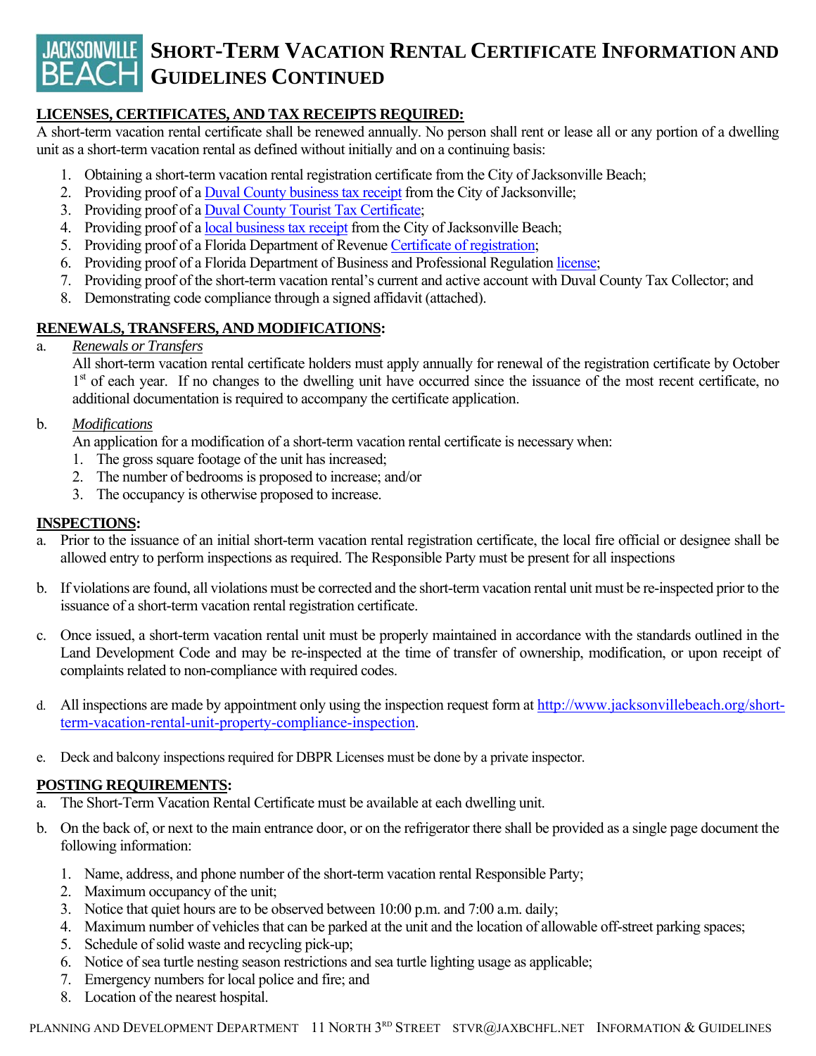# SHORT-TERM VACATION RENTAL CERTIFICATE INFORMATION AND GUIDELINES CONTINUED

**LICENSES, CERTIFICATES, AND TAX RECEIPTS REQUIRED:**

A short-term vacation rental certificate shall be renewed annually. No person shall rent or lease all or any portion of a dwelling unit as a short-term vacation rental as defined without initially and on a continuing basis:

1. Obtaining a short-term vacation rental registration certificate from the City of Jacksonville Beach;
2. Providing proof of a Duval County business tax receipt from the City of Jacksonville;
3. Providing proof of a Duval County Tourist Tax Certificate;
4. Providing proof of a local business tax receipt from the City of Jacksonville Beach;
5. Providing proof of a Florida Department of Revenue Certificate of registration;
6. Providing proof of a Florida Department of Business and Professional Regulation license;
7. Providing proof of the short-term vacation rental's current and active account with Duval County Tax Collector; and
8. Demonstrating code compliance through a signed affidavit (attached).

**RENEWALS, TRANSFERS, AND MODIFICATIONS:**

a. *Renewals or Transfers*

All short-term vacation rental certificate holders must apply annually for renewal of the registration certificate by October 1st of each year. If no changes to the dwelling unit have occurred since the issuance of the most recent certificate, no additional documentation is required to accompany the certificate application.

b. *Modifications*

An application for a modification of a short-term vacation rental certificate is necessary when:

1. The gross square footage of the unit has increased;
2. The number of bedrooms is proposed to increase; and/or
3. The occupancy is otherwise proposed to increase.

**INSPECTIONS:**

a. Prior to the issuance of an initial short-term vacation rental registration certificate, the local fire official or designee shall be allowed entry to perform inspections as required. The Responsible Party must be present for all inspections

b. If violations are found, all violations must be corrected and the short-term vacation rental unit must be re-inspected prior to the issuance of a short-term vacation rental registration certificate.

c. Once issued, a short-term vacation rental unit must be properly maintained in accordance with the standards outlined in the Land Development Code and may be re-inspected at the time of transfer of ownership, modification, or upon receipt of complaints related to non-compliance with required codes.

d. All inspections are made by appointment only using the inspection request form at http://www.jacksonvillebeach.org/short-term-vacation-rental-unit-property-compliance-inspection.

e. Deck and balcony inspections required for DBPR Licenses must be done by a private inspector.

**POSTING REQUIREMENTS:**

a. The Short-Term Vacation Rental Certificate must be available at each dwelling unit.

b. On the back of, or next to the main entrance door, or on the refrigerator there shall be provided as a single page document the following information:

1. Name, address, and phone number of the short-term vacation rental Responsible Party;
2. Maximum occupancy of the unit;
3. Notice that quiet hours are to be observed between 10:00 p.m. and 7:00 a.m. daily;
4. Maximum number of vehicles that can be parked at the unit and the location of allowable off-street parking spaces;
5. Schedule of solid waste and recycling pick-up;
6. Notice of sea turtle nesting season restrictions and sea turtle lighting usage as applicable;
7. Emergency numbers for local police and fire; and
8. Location of the nearest hospital.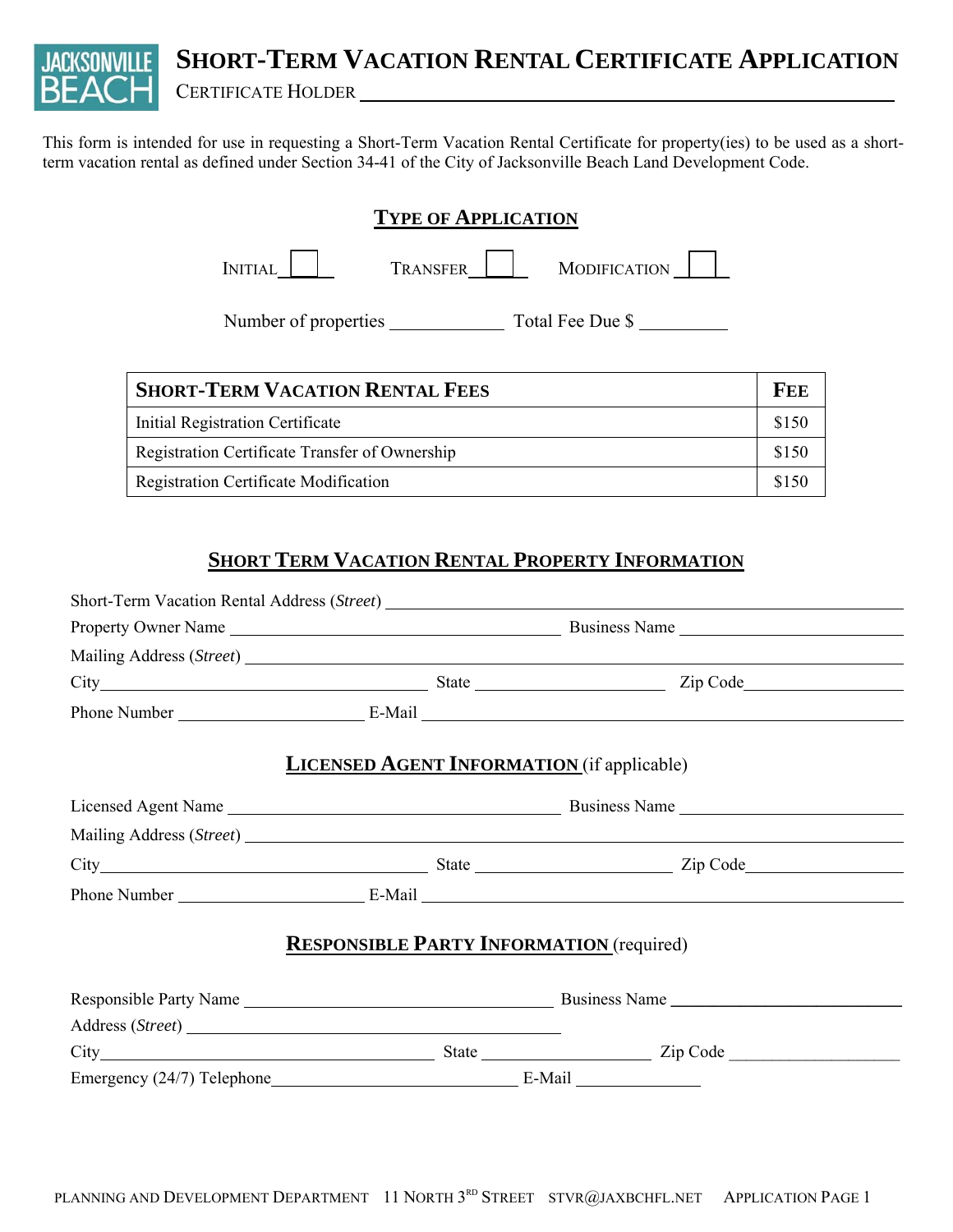# Short-Term Vacation Rental Certificate Application

Certificate Holder ______________________________

This form is intended for use in requesting a Short-Term Vacation Rental Certificate for property(ies) to be used as a short-term vacation rental as defined under Section 34-41 of the City of Jacksonville Beach Land Development Code.

## Type of Application

Initial ☐  Transfer ☐  Modification ☐

Number of properties ____________ Total Fee Due $ __________

| Short-Term Vacation Rental Fees | Fee |
|---|---|
| Initial Registration Certificate | $150 |
| Registration Certificate Transfer of Ownership | $150 |
| Registration Certificate Modification | $150 |

## Short Term Vacation Rental Property Information

Short-Term Vacation Rental Address (*Street*) ______________________________

Property Owner Name ______________________________ Business Name ______________________________

Mailing Address (*Street*) ______________________________

City ______________________________ State ______________ Zip Code ______________

Phone Number ______________ E-Mail ______________________________

## Licensed Agent Information (if applicable)

Licensed Agent Name ______________________________ Business Name ______________________________

Mailing Address (*Street*) ______________________________

City ______________________________ State ______________ Zip Code ______________

Phone Number ______________ E-Mail ______________________________

## Responsible Party Information (required)

Responsible Party Name ______________________________ Business Name ______________________________

Address (*Street*) ______________________________

City ______________________________ State ______________ Zip Code ______________

Emergency (24/7) Telephone ______________________________ E-Mail ______________

Planning and Development Department 11 North 3rd Street stvr@jaxbchfl.net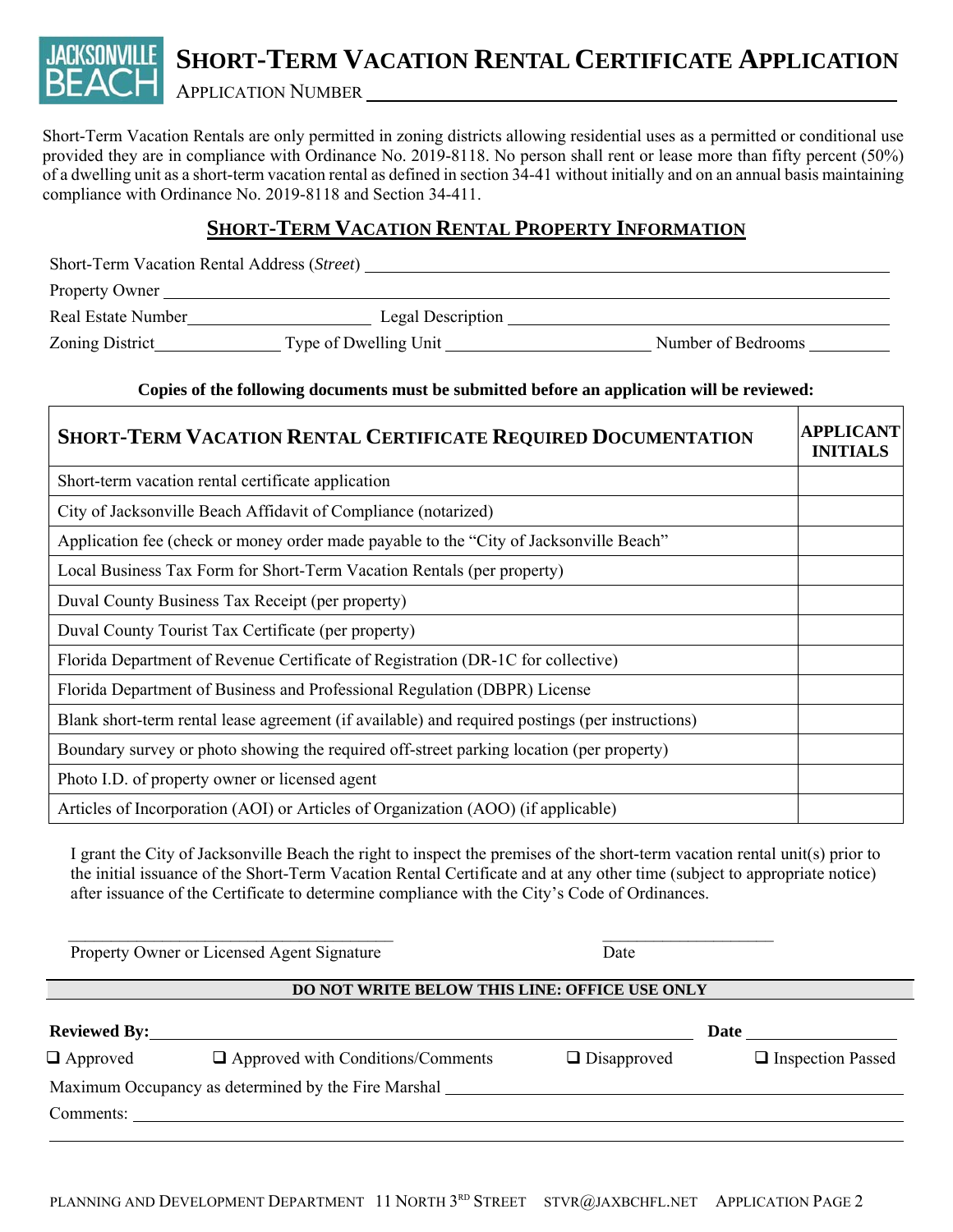JACKSONVILLE BEACH

# SHORT-TERM VACATION RENTAL CERTIFICATE APPLICATION

APPLICATION NUMBER ______________________________

Short-Term Vacation Rentals are only permitted in zoning districts allowing residential uses as a permitted or conditional use provided they are in compliance with Ordinance No. 2019-8118. No person shall rent or lease more than fifty percent (50%) of a dwelling unit as a short-term vacation rental as defined in section 34-41 without initially and on an annual basis maintaining compliance with Ordinance No. 2019-8118 and Section 34-411.

## SHORT-TERM VACATION RENTAL PROPERTY INFORMATION

Short-Term Vacation Rental Address (*Street*) ______________________________

Property Owner ______________________________

Real Estate Number ______________ Legal Description ______________________________

Zoning District ____________ Type of Dwelling Unit ________________ Number of Bedrooms ________

**Copies of the following documents must be submitted before an application will be reviewed:**

| **SHORT-TERM VACATION RENTAL CERTIFICATE REQUIRED DOCUMENTATION** | **APPLICANT INITIALS** |
|---|---|
| Short-term vacation rental certificate application | |
| City of Jacksonville Beach Affidavit of Compliance (notarized) | |
| Application fee (check or money order made payable to the "City of Jacksonville Beach" | |
| Local Business Tax Form for Short-Term Vacation Rentals (per property) | |
| Duval County Business Tax Receipt (per property) | |
| Duval County Tourist Tax Certificate (per property) | |
| Florida Department of Revenue Certificate of Registration (DR-1C for collective) | |
| Florida Department of Business and Professional Regulation (DBPR) License | |
| Blank short-term rental lease agreement (if available) and required postings (per instructions) | |
| Boundary survey or photo showing the required off-street parking location (per property) | |
| Photo I.D. of property owner or licensed agent | |
| Articles of Incorporation (AOI) or Articles of Organization (AOO) (if applicable) | |

I grant the City of Jacksonville Beach the right to inspect the premises of the short-term vacation rental unit(s) prior to the initial issuance of the Short-Term Vacation Rental Certificate and at any other time (subject to appropriate notice) after issuance of the Certificate to determine compliance with the City's Code of Ordinances.

______________________________ ______________

Property Owner or Licensed Agent Signature Date

**DO NOT WRITE BELOW THIS LINE: OFFICE USE ONLY**

**Reviewed By:** ______________________________ **Date** ______________

❑ Approved ❑ Approved with Conditions/Comments ❑ Disapproved ❑ Inspection Passed

Maximum Occupancy as determined by the Fire Marshal ______________________________

Comments: ______________________________

PLANNING AND DEVELOPMENT DEPARTMENT 11 NORTH 3RD STREET STVR@JAXBCHFL.NET APPLICATION PAGE 2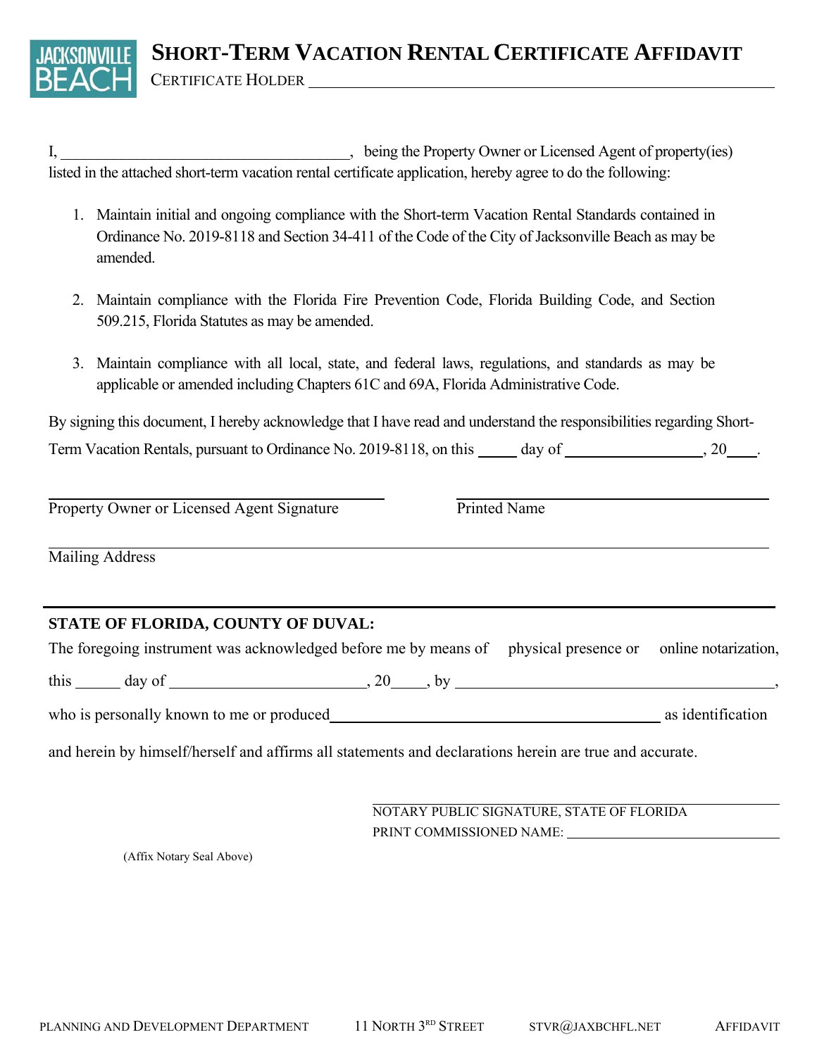# SHORT-TERM VACATION RENTAL CERTIFICATE AFFIDAVIT

CERTIFICATE HOLDER ______________________________________________

I, ____________________________________, being the Property Owner or Licensed Agent of property(ies) listed in the attached short-term vacation rental certificate application, hereby agree to do the following:

1. Maintain initial and ongoing compliance with the Short-term Vacation Rental Standards contained in Ordinance No. 2019-8118 and Section 34-411 of the Code of the City of Jacksonville Beach as may be amended.

2. Maintain compliance with the Florida Fire Prevention Code, Florida Building Code, and Section 509.215, Florida Statutes as may be amended.

3. Maintain compliance with all local, state, and federal laws, regulations, and standards as may be applicable or amended including Chapters 61C and 69A, Florida Administrative Code.

By signing this document, I hereby acknowledge that I have read and understand the responsibilities regarding Short-Term Vacation Rentals, pursuant to Ordinance No. 2019-8118, on this _____ day of _________________, 20____.

______________________________________ Property Owner or Licensed Agent Signature

______________________________________ Printed Name

______________________________________ Mailing Address

---

**STATE OF FLORIDA, COUNTY OF DUVAL:**

The foregoing instrument was acknowledged before me by means of  physical presence or  online notarization, this ______ day of ________________________, 20_____, by ________________________________________, who is personally known to me or produced ___________________________________________ as identification and herein by himself/herself and affirms all statements and declarations herein are true and accurate.

______________________________________
NOTARY PUBLIC SIGNATURE, STATE OF FLORIDA
PRINT COMMISSIONED NAME: ____________________________

(Affix Notary Seal Above)

PLANNING AND DEVELOPMENT DEPARTMENT 11 NORTH 3RD STREET STVR@JAXBCHFL.NET AFFIDAVIT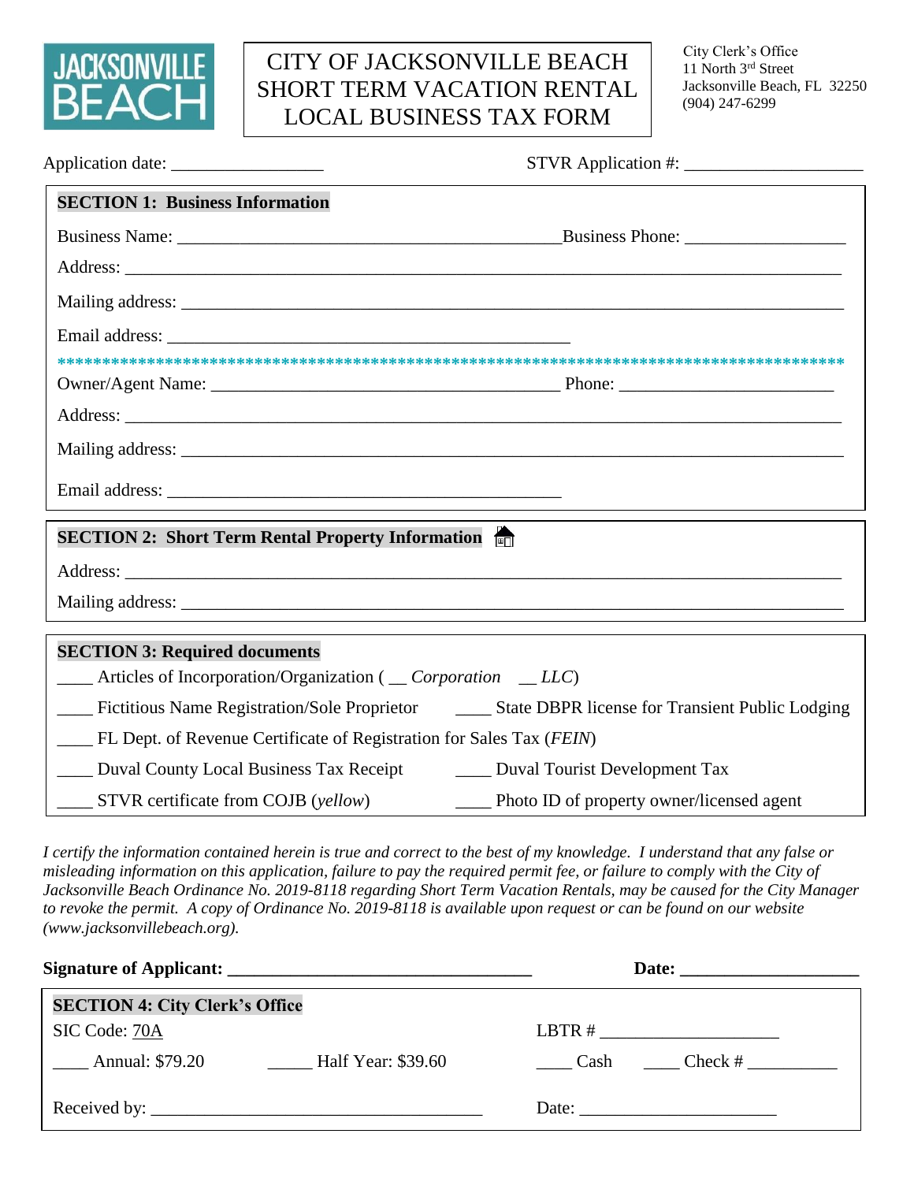JACKSONVILLE BEACH

# CITY OF JACKSONVILLE BEACH SHORT TERM VACATION RENTAL LOCAL BUSINESS TAX FORM

City Clerk's Office
11 North 3rd Street
Jacksonville Beach, FL 32250
(904) 247-6299

Application date: _________________ STVR Application #: ____________________

## SECTION 1: Business Information

Business Name: ____________________________________________ Business Phone: __________________

Address: ______________________________________________________________________________

Mailing address: _________________________________________________________________________

Email address: ______________________________________________

*******************************************************************************************

Owner/Agent Name: ________________________________________ Phone: ________________________

Address: ______________________________________________________________________________

Mailing address: _________________________________________________________________________

Email address: _____________________________________________

## SECTION 2: Short Term Rental Property Information

Address: ______________________________________________________________________________

Mailing address: _________________________________________________________________________

## SECTION 3: Required documents

____ Articles of Incorporation/Organization ( __ *Corporation* __ *LLC*)

____ Fictitious Name Registration/Sole Proprietor ____ State DBPR license for Transient Public Lodging

____ FL Dept. of Revenue Certificate of Registration for Sales Tax (*FEIN*)

____ Duval County Local Business Tax Receipt ____ Duval Tourist Development Tax

____ STVR certificate from COJB (*yellow*) ____ Photo ID of property owner/licensed agent

*I certify the information contained herein is true and correct to the best of my knowledge. I understand that any false or misleading information on this application, failure to pay the required permit fee, or failure to comply with the City of Jacksonville Beach Ordinance No. 2019-8118 regarding Short Term Vacation Rentals, may be caused for the City Manager to revoke the permit. A copy of Ordinance No. 2019-8118 is available upon request or can be found on our website (www.jacksonvillebeach.org).*

**Signature of Applicant: ___________________________________ Date: ____________________**

## SECTION 4: City Clerk's Office

SIC Code: 70A LBTR # ____________________

____ Annual: $79.20 _____ Half Year: $39.60 ____ Cash ____ Check # __________

Received by: ______________________________________ Date: ______________________